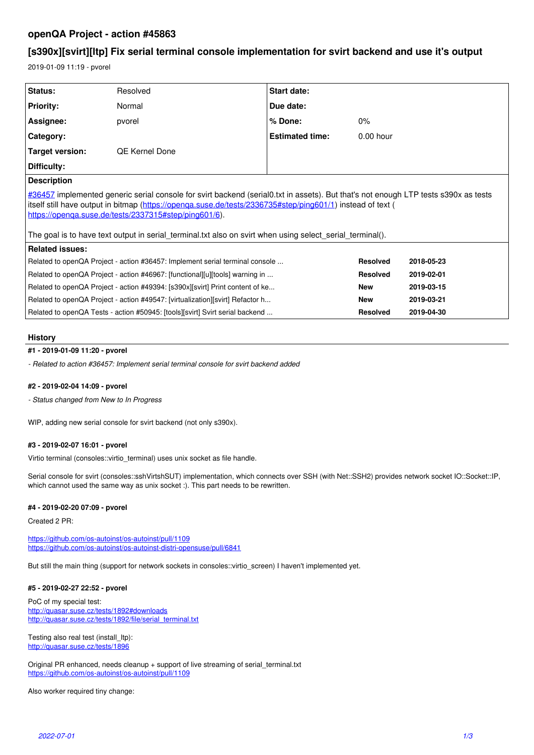# openQA Project - action #45863

## [s390x][svirt][ltp] Fix serial terminal console implementation for svirt backend and use it's output

2019-01-09 11:19 - pvorel

| Status: | Resolved | Start date: | |
|---|---|---|---|
| Priority: | Normal | Due date: | |
| Assignee: | pvorel | % Done: | 0% |
| Category: | | Estimated time: | 0.00 hour |
| Target version: | QE Kernel Done | | |
| Difficulty: | | | |

**Description**

#36457 implemented generic serial console for svirt backend (serial0.txt in assets). But that's not enough LTP tests s390x as tests itself still have output in bitmap (https://openqa.suse.de/tests/2336735#step/ping601/1) instead of text ( https://openqa.suse.de/tests/2337315#step/ping601/6).

The goal is to have text output in serial_terminal.txt also on svirt when using select_serial_terminal().

**Related issues:**

| | | |
|---|---|---|
| Related to openQA Project - action #36457: Implement serial terminal console ... | Resolved | 2018-05-23 |
| Related to openQA Project - action #46967: [functional][u][tools] warning in ... | Resolved | 2019-02-01 |
| Related to openQA Project - action #49394: [s390x][svirt] Print content of ke... | New | 2019-03-15 |
| Related to openQA Project - action #49547: [virtualization][svirt] Refactor h... | New | 2019-03-21 |
| Related to openQA Tests - action #50945: [tools][svirt] Svirt serial backend ... | Resolved | 2019-04-30 |

## History

#### #1 - 2019-01-09 11:20 - pvorel

*- Related to action #36457: Implement serial terminal console for svirt backend added*

#### #2 - 2019-02-04 14:09 - pvorel

*- Status changed from New to In Progress*

WIP, adding new serial console for svirt backend (not only s390x).

#### #3 - 2019-02-07 16:01 - pvorel

Virtio terminal (consoles::virtio_terminal) uses unix socket as file handle.

Serial console for svirt (consoles::sshVirtshSUT) implementation, which connects over SSH (with Net::SSH2) provides network socket IO::Socket::IP, which cannot used the same way as unix socket :). This part needs to be rewritten.

#### #4 - 2019-02-20 07:09 - pvorel

Created 2 PR:

https://github.com/os-autoinst/os-autoinst/pull/1109
https://github.com/os-autoinst/os-autoinst-distri-opensuse/pull/6841

But still the main thing (support for network sockets in consoles::virtio_screen) I haven't implemented yet.

#### #5 - 2019-02-27 22:52 - pvorel

PoC of my special test:
http://quasar.suse.cz/tests/1892#downloads
http://quasar.suse.cz/tests/1892/file/serial_terminal.txt

Testing also real test (install_ltp):
http://quasar.suse.cz/tests/1896

Original PR enhanced, needs cleanup + support of live streaming of serial_terminal.txt
https://github.com/os-autoinst/os-autoinst/pull/1109

Also worker required tiny change: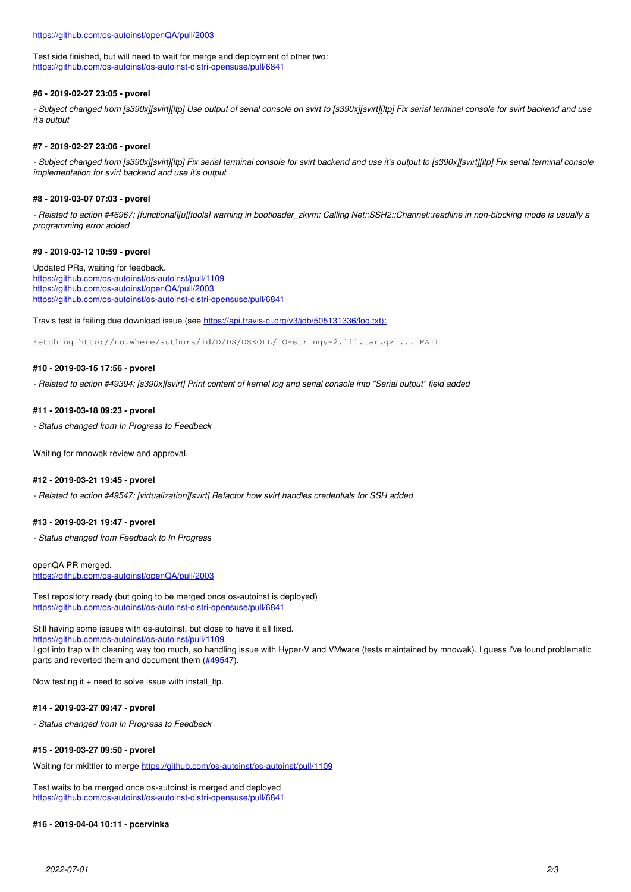https://github.com/os-autoinst/openQA/pull/2003

Test side finished, but will need to wait for merge and deployment of other two:
https://github.com/os-autoinst/os-autoinst-distri-opensuse/pull/6841

#### #6 - 2019-02-27 23:05 - pvorel

*- Subject changed from [s390x][svirt][ltp] Use output of serial console on svirt to [s390x][svirt][ltp] Fix serial terminal console for svirt backend and use it's output*

#### #7 - 2019-02-27 23:06 - pvorel

*- Subject changed from [s390x][svirt][ltp] Fix serial terminal console for svirt backend and use it's output to [s390x][svirt][ltp] Fix serial terminal console implementation for svirt backend and use it's output*

#### #8 - 2019-03-07 07:03 - pvorel

*- Related to action #46967: [functional][u][tools] warning in bootloader_zkvm: Calling Net::SSH2::Channel::readline in non-blocking mode is usually a programming error added*

#### #9 - 2019-03-12 10:59 - pvorel

Updated PRs, waiting for feedback.
https://github.com/os-autoinst/os-autoinst/pull/1109
https://github.com/os-autoinst/openQA/pull/2003
https://github.com/os-autoinst/os-autoinst-distri-opensuse/pull/6841

Travis test is failing due download issue (see https://api.travis-ci.org/v3/job/505131336/log.txt):

```
Fetching http://no.where/authors/id/D/DS/DSKOLL/IO-stringy-2.111.tar.gz ... FAIL
```

#### #10 - 2019-03-15 17:56 - pvorel

*- Related to action #49394: [s390x][svirt] Print content of kernel log and serial console into "Serial output" field added*

#### #11 - 2019-03-18 09:23 - pvorel

*- Status changed from In Progress to Feedback*

Waiting for mnowak review and approval.

#### #12 - 2019-03-21 19:45 - pvorel

*- Related to action #49547: [virtualization][svirt] Refactor how svirt handles credentials for SSH added*

#### #13 - 2019-03-21 19:47 - pvorel

*- Status changed from Feedback to In Progress*

openQA PR merged.
https://github.com/os-autoinst/openQA/pull/2003

Test repository ready (but going to be merged once os-autoinst is deployed)
https://github.com/os-autoinst/os-autoinst-distri-opensuse/pull/6841

Still having some issues with os-autoinst, but close to have it all fixed.
https://github.com/os-autoinst/os-autoinst/pull/1109
I got into trap with cleaning way too much, so handling issue with Hyper-V and VMware (tests maintained by mnowak). I guess I've found problematic parts and reverted them and document them (#49547).

Now testing it + need to solve issue with install_ltp.

#### #14 - 2019-03-27 09:47 - pvorel

*- Status changed from In Progress to Feedback*

#### #15 - 2019-03-27 09:50 - pvorel

Waiting for mkittler to merge https://github.com/os-autoinst/os-autoinst/pull/1109

Test waits to be merged once os-autoinst is merged and deployed
https://github.com/os-autoinst/os-autoinst-distri-opensuse/pull/6841

#### #16 - 2019-04-04 10:11 - pcervinka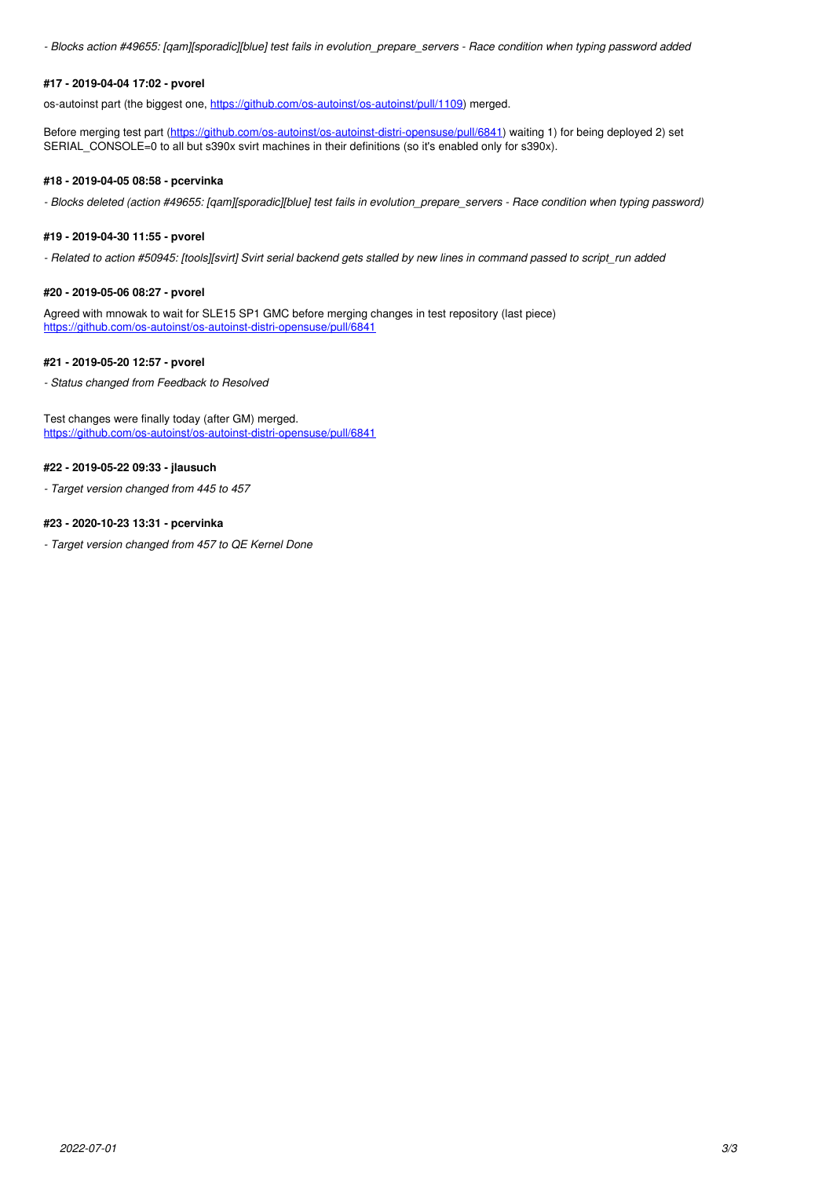*- Blocks action #49655: [qam][sporadic][blue] test fails in evolution_prepare_servers - Race condition when typing password added*

#### #17 - 2019-04-04 17:02 - pvorel

os-autoinst part (the biggest one, https://github.com/os-autoinst/os-autoinst/pull/1109) merged.

Before merging test part (https://github.com/os-autoinst/os-autoinst-distri-opensuse/pull/6841) waiting 1) for being deployed 2) set SERIAL_CONSOLE=0 to all but s390x svirt machines in their definitions (so it's enabled only for s390x).

#### #18 - 2019-04-05 08:58 - pcervinka

*- Blocks deleted (action #49655: [qam][sporadic][blue] test fails in evolution_prepare_servers - Race condition when typing password)*

#### #19 - 2019-04-30 11:55 - pvorel

*- Related to action #50945: [tools][svirt] Svirt serial backend gets stalled by new lines in command passed to script_run added*

#### #20 - 2019-05-06 08:27 - pvorel

Agreed with mnowak to wait for SLE15 SP1 GMC before merging changes in test repository (last piece)
https://github.com/os-autoinst/os-autoinst-distri-opensuse/pull/6841

#### #21 - 2019-05-20 12:57 - pvorel

*- Status changed from Feedback to Resolved*

Test changes were finally today (after GM) merged.
https://github.com/os-autoinst/os-autoinst-distri-opensuse/pull/6841

#### #22 - 2019-05-22 09:33 - jlausuch

*- Target version changed from 445 to 457*

#### #23 - 2020-10-23 13:31 - pcervinka

*- Target version changed from 457 to QE Kernel Done*